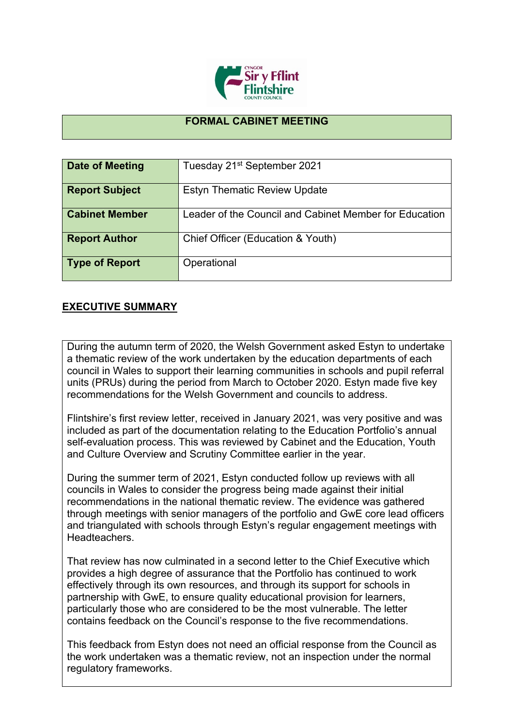# FORMAL CABINET MEETING

| Date of Meeting | Tuesday 21st September 2021 |
|---|---|
| Report Subject | Estyn Thematic Review Update |
| Cabinet Member | Leader of the Council and Cabinet Member for Education |
| Report Author | Chief Officer (Education & Youth) |
| Type of Report | Operational |

## EXECUTIVE SUMMARY

During the autumn term of 2020, the Welsh Government asked Estyn to undertake a thematic review of the work undertaken by the education departments of each council in Wales to support their learning communities in schools and pupil referral units (PRUs) during the period from March to October 2020. Estyn made five key recommendations for the Welsh Government and councils to address.

Flintshire's first review letter, received in January 2021, was very positive and was included as part of the documentation relating to the Education Portfolio's annual self-evaluation process. This was reviewed by Cabinet and the Education, Youth and Culture Overview and Scrutiny Committee earlier in the year.

During the summer term of 2021, Estyn conducted follow up reviews with all councils in Wales to consider the progress being made against their initial recommendations in the national thematic review. The evidence was gathered through meetings with senior managers of the portfolio and GwE core lead officers and triangulated with schools through Estyn's regular engagement meetings with Headteachers.

That review has now culminated in a second letter to the Chief Executive which provides a high degree of assurance that the Portfolio has continued to work effectively through its own resources, and through its support for schools in partnership with GwE, to ensure quality educational provision for learners, particularly those who are considered to be the most vulnerable. The letter contains feedback on the Council's response to the five recommendations.

This feedback from Estyn does not need an official response from the Council as the work undertaken was a thematic review, not an inspection under the normal regulatory frameworks.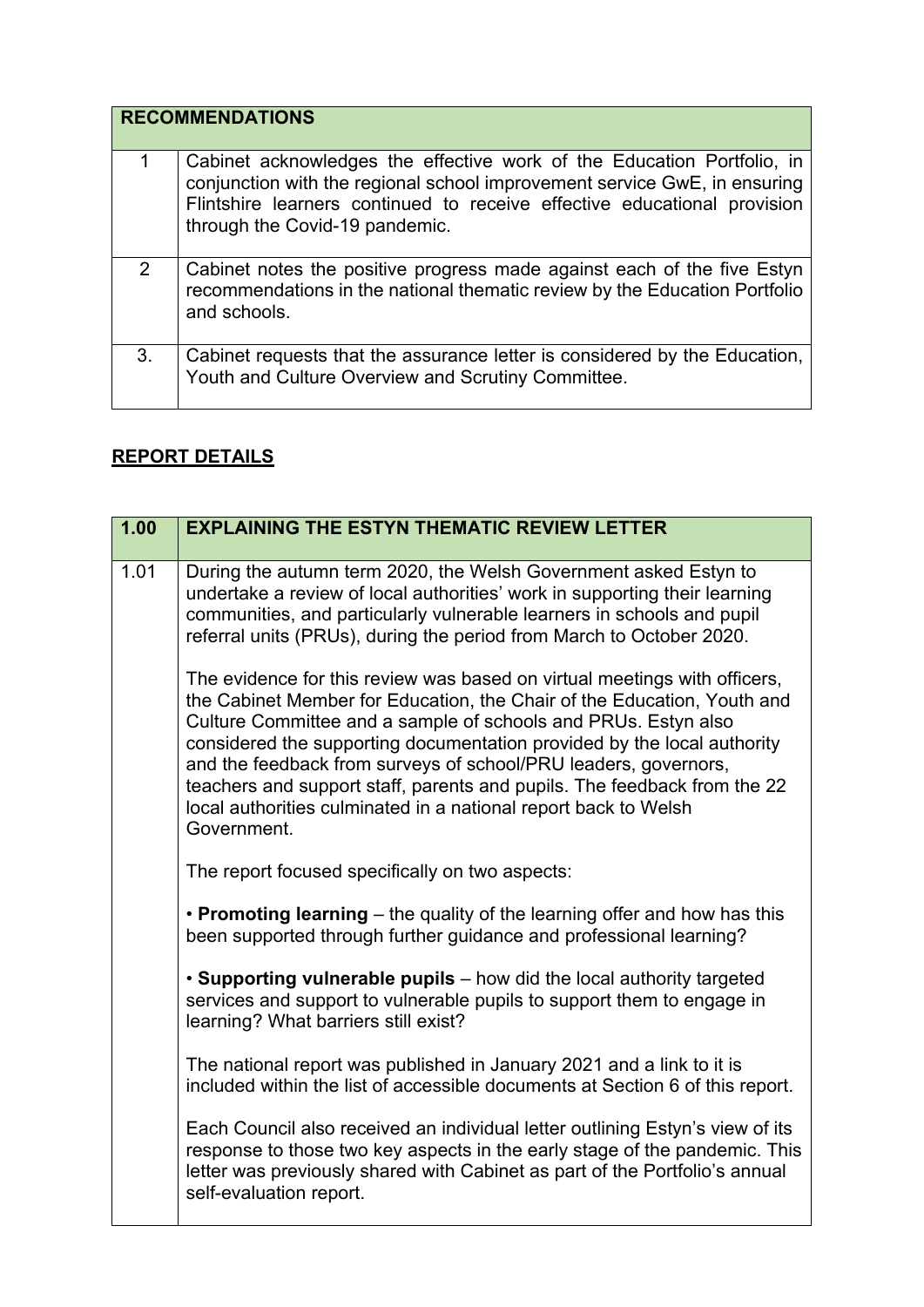| RECOMMENDATIONS | |
|---|---|
| 1 | Cabinet acknowledges the effective work of the Education Portfolio, in conjunction with the regional school improvement service GwE, in ensuring Flintshire learners continued to receive effective educational provision through the Covid-19 pandemic. |
| 2 | Cabinet notes the positive progress made against each of the five Estyn recommendations in the national thematic review by the Education Portfolio and schools. |
| 3. | Cabinet requests that the assurance letter is considered by the Education, Youth and Culture Overview and Scrutiny Committee. |

## REPORT DETAILS

| 1.00 | EXPLAINING THE ESTYN THEMATIC REVIEW LETTER |
|---|---|
| 1.01 | During the autumn term 2020, the Welsh Government asked Estyn to undertake a review of local authorities' work in supporting their learning communities, and particularly vulnerable learners in schools and pupil referral units (PRUs), during the period from March to October 2020.<br><br>The evidence for this review was based on virtual meetings with officers, the Cabinet Member for Education, the Chair of the Education, Youth and Culture Committee and a sample of schools and PRUs. Estyn also considered the supporting documentation provided by the local authority and the feedback from surveys of school/PRU leaders, governors, teachers and support staff, parents and pupils. The feedback from the 22 local authorities culminated in a national report back to Welsh Government.<br><br>The report focused specifically on two aspects:<br><br>• **Promoting learning** – the quality of the learning offer and how has this been supported through further guidance and professional learning?<br><br>• **Supporting vulnerable pupils** – how did the local authority targeted services and support to vulnerable pupils to support them to engage in learning? What barriers still exist?<br><br>The national report was published in January 2021 and a link to it is included within the list of accessible documents at Section 6 of this report.<br><br>Each Council also received an individual letter outlining Estyn's view of its response to those two key aspects in the early stage of the pandemic. This letter was previously shared with Cabinet as part of the Portfolio's annual self-evaluation report. |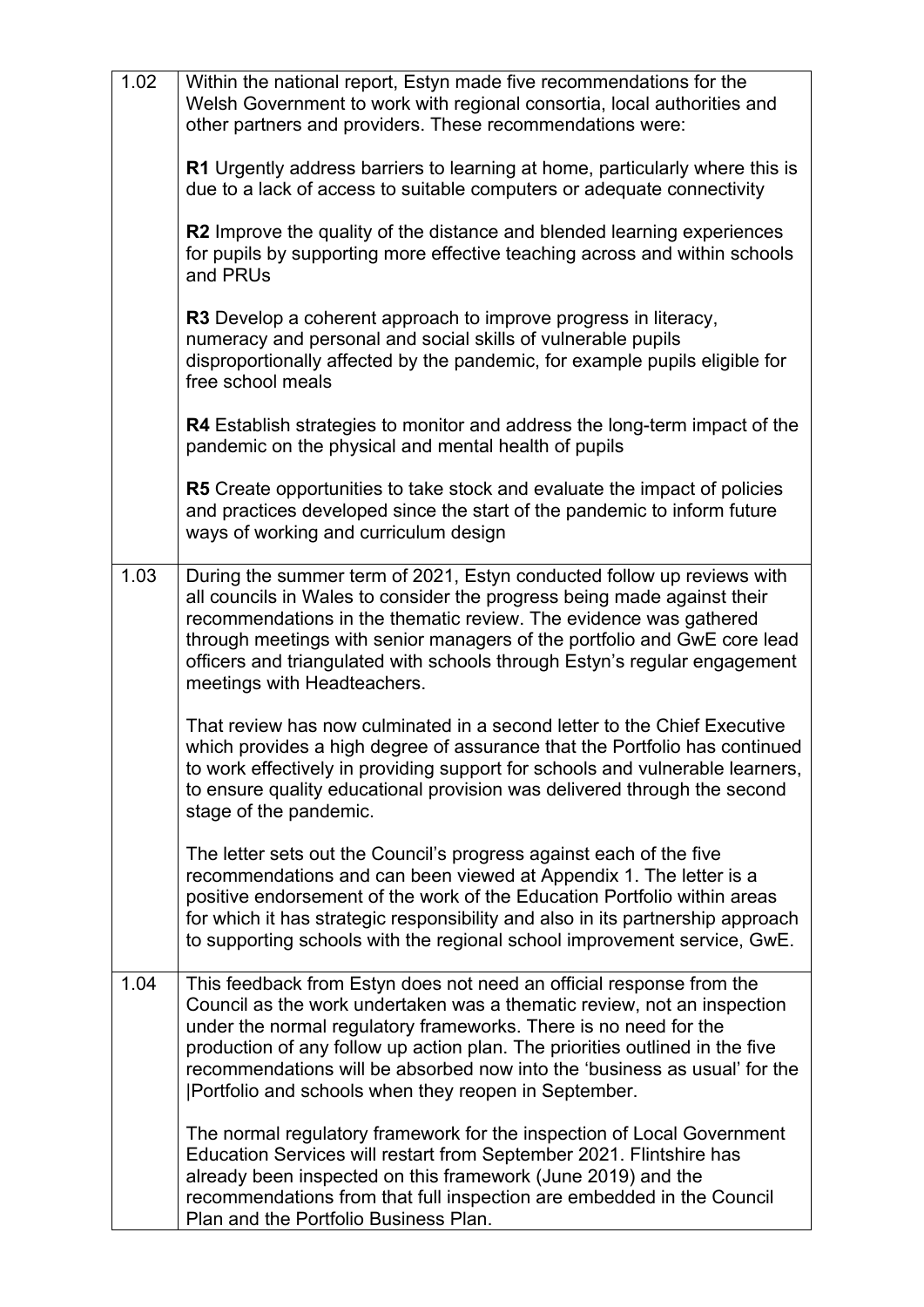| | |
|---|---|
| 1.02 | Within the national report, Estyn made five recommendations for the Welsh Government to work with regional consortia, local authorities and other partners and providers. These recommendations were:<br><br>**R1** Urgently address barriers to learning at home, particularly where this is due to a lack of access to suitable computers or adequate connectivity<br><br>**R2** Improve the quality of the distance and blended learning experiences for pupils by supporting more effective teaching across and within schools and PRUs<br><br>**R3** Develop a coherent approach to improve progress in literacy, numeracy and personal and social skills of vulnerable pupils disproportionally affected by the pandemic, for example pupils eligible for free school meals<br><br>**R4** Establish strategies to monitor and address the long-term impact of the pandemic on the physical and mental health of pupils<br><br>**R5** Create opportunities to take stock and evaluate the impact of policies and practices developed since the start of the pandemic to inform future ways of working and curriculum design |
| 1.03 | During the summer term of 2021, Estyn conducted follow up reviews with all councils in Wales to consider the progress being made against their recommendations in the thematic review. The evidence was gathered through meetings with senior managers of the portfolio and GwE core lead officers and triangulated with schools through Estyn's regular engagement meetings with Headteachers.<br><br>That review has now culminated in a second letter to the Chief Executive which provides a high degree of assurance that the Portfolio has continued to work effectively in providing support for schools and vulnerable learners, to ensure quality educational provision was delivered through the second stage of the pandemic.<br><br>The letter sets out the Council's progress against each of the five recommendations and can been viewed at Appendix 1. The letter is a positive endorsement of the work of the Education Portfolio within areas for which it has strategic responsibility and also in its partnership approach to supporting schools with the regional school improvement service, GwE. |
| 1.04 | This feedback from Estyn does not need an official response from the Council as the work undertaken was a thematic review, not an inspection under the normal regulatory frameworks. There is no need for the production of any follow up action plan. The priorities outlined in the five recommendations will be absorbed now into the 'business as usual' for the Portfolio and schools when they reopen in September.<br><br>The normal regulatory framework for the inspection of Local Government Education Services will restart from September 2021. Flintshire has already been inspected on this framework (June 2019) and the recommendations from that full inspection are embedded in the Council Plan and the Portfolio Business Plan. |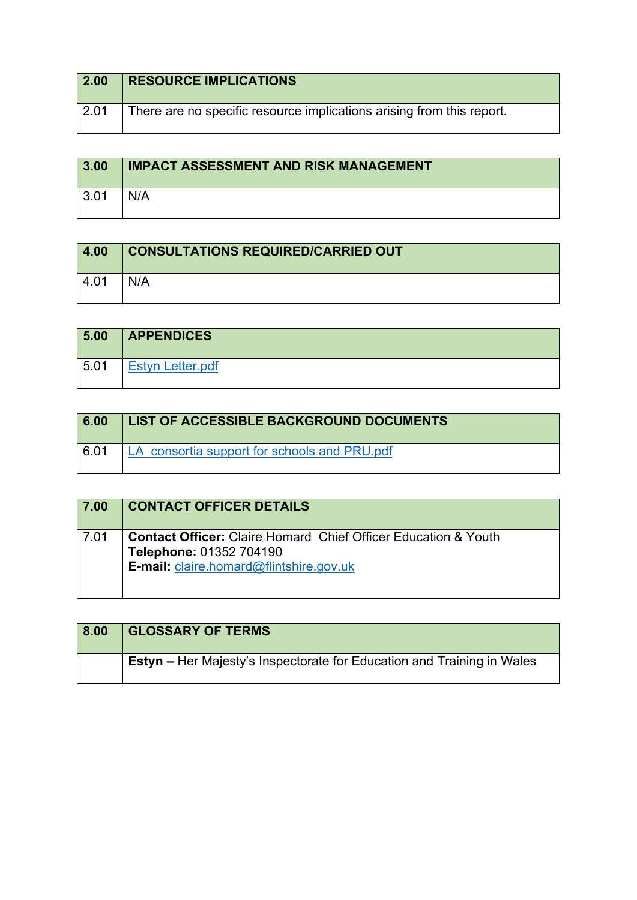| 2.00 | **RESOURCE IMPLICATIONS** |
|---|---|
| 2.01 | There are no specific resource implications arising from this report. |

| 3.00 | **IMPACT ASSESSMENT AND RISK MANAGEMENT** |
|---|---|
| 3.01 | N/A |

| 4.00 | **CONSULTATIONS REQUIRED/CARRIED OUT** |
|---|---|
| 4.01 | N/A |

| 5.00 | **APPENDICES** |
|---|---|
| 5.01 | Estyn Letter.pdf |

| 6.00 | **LIST OF ACCESSIBLE BACKGROUND DOCUMENTS** |
|---|---|
| 6.01 | LA  consortia support for schools and PRU.pdf |

| 7.00 | **CONTACT OFFICER DETAILS** |
|---|---|
| 7.01 | **Contact Officer:** Claire Homard  Chief Officer Education & Youth<br>**Telephone:** 01352 704190<br>**E-mail:** claire.homard@flintshire.gov.uk |

| 8.00 | **GLOSSARY OF TERMS** |
|---|---|
| | **Estyn –** Her Majesty's Inspectorate for Education and Training in Wales |